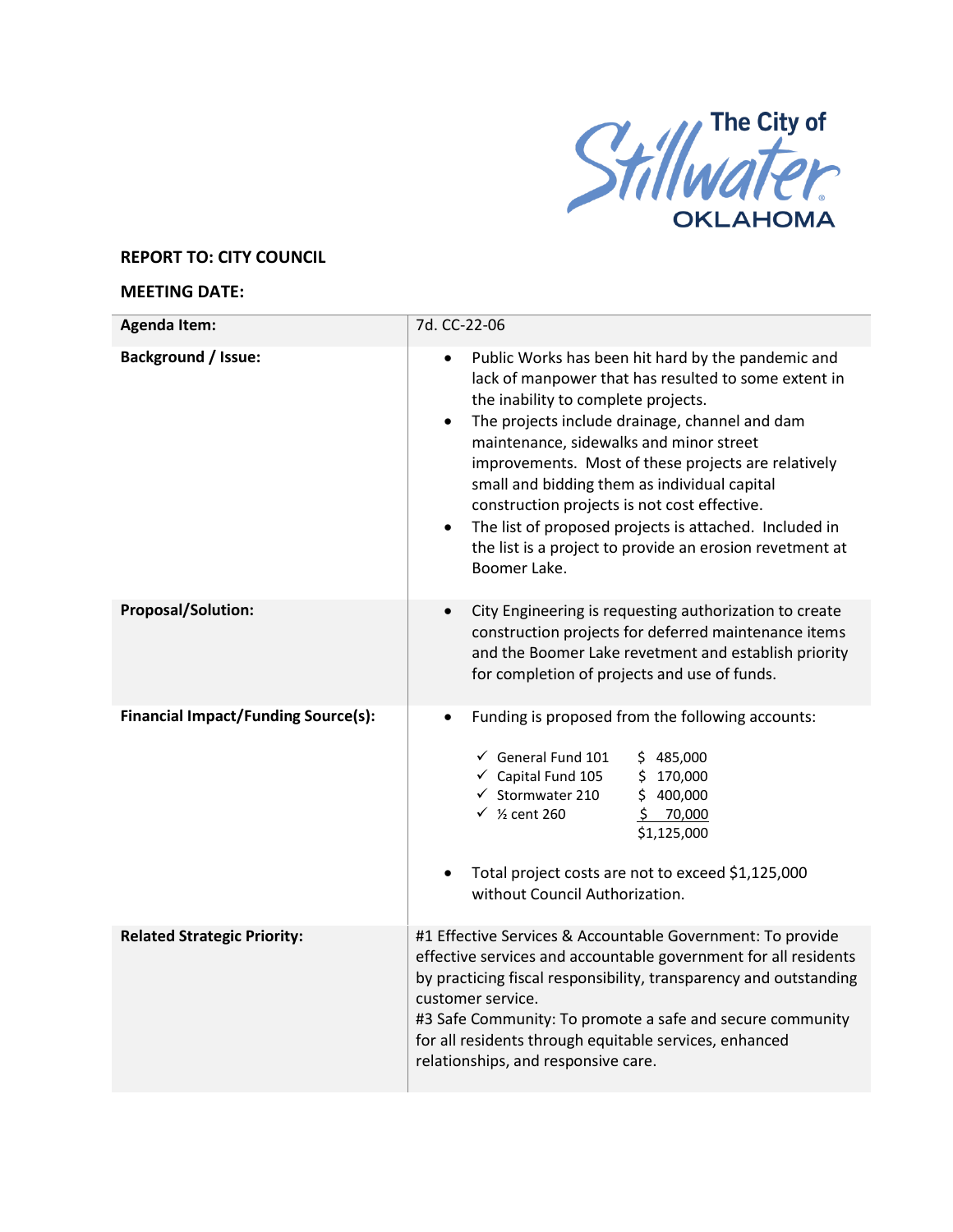The City of Stillwater OKLAHOMA

**REPORT TO: CITY COUNCIL**

**MEETING DATE:**

| **Agenda Item:** | 7d. CC-22-06 |
|---|---|
| **Background / Issue:** | • Public Works has been hit hard by the pandemic and lack of manpower that has resulted to some extent in the inability to complete projects.<br>• The projects include drainage, channel and dam maintenance, sidewalks and minor street improvements. Most of these projects are relatively small and bidding them as individual capital construction projects is not cost effective.<br>• The list of proposed projects is attached. Included in the list is a project to provide an erosion revetment at Boomer Lake. |
| **Proposal/Solution:** | • City Engineering is requesting authorization to create construction projects for deferred maintenance items and the Boomer Lake revetment and establish priority for completion of projects and use of funds. |
| **Financial Impact/Funding Source(s):** | • Funding is proposed from the following accounts:<br>✓ General Fund 101 $ 485,000<br>✓ Capital Fund 105 $ 170,000<br>✓ Stormwater 210 $ 400,000<br>✓ ½ cent 260 $ 70,000<br>$1,125,000<br>• Total project costs are not to exceed $1,125,000 without Council Authorization. |
| **Related Strategic Priority:** | #1 Effective Services & Accountable Government: To provide effective services and accountable government for all residents by practicing fiscal responsibility, transparency and outstanding customer service.<br>#3 Safe Community: To promote a safe and secure community for all residents through equitable services, enhanced relationships, and responsive care. |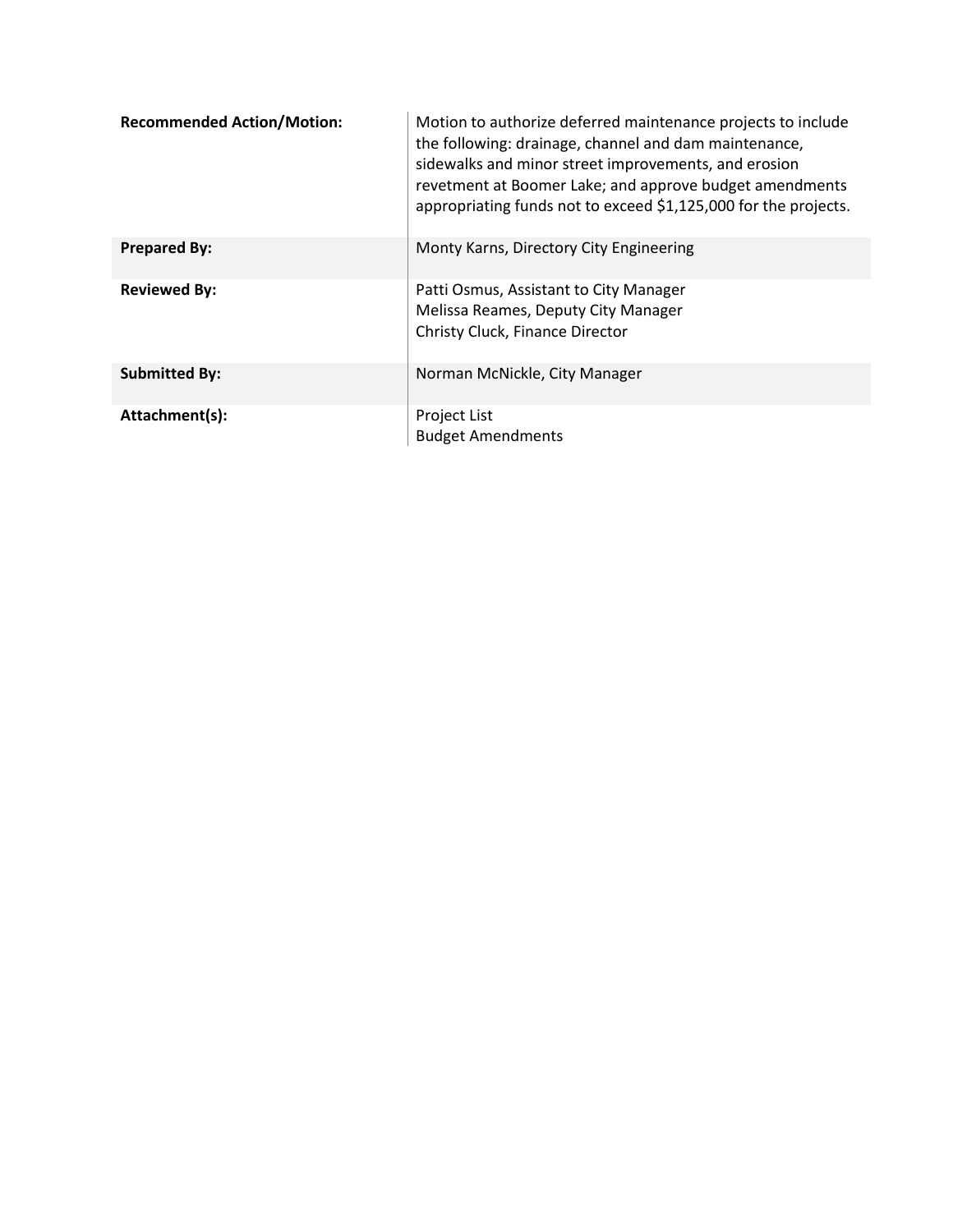| | |
|---|---|
| **Recommended Action/Motion:** | Motion to authorize deferred maintenance projects to include the following: drainage, channel and dam maintenance, sidewalks and minor street improvements, and erosion revetment at Boomer Lake; and approve budget amendments appropriating funds not to exceed $1,125,000 for the projects. |
| **Prepared By:** | Monty Karns, Directory City Engineering |
| **Reviewed By:** | Patti Osmus, Assistant to City Manager<br>Melissa Reames, Deputy City Manager<br>Christy Cluck, Finance Director |
| **Submitted By:** | Norman McNickle, City Manager |
| **Attachment(s):** | Project List<br>Budget Amendments |